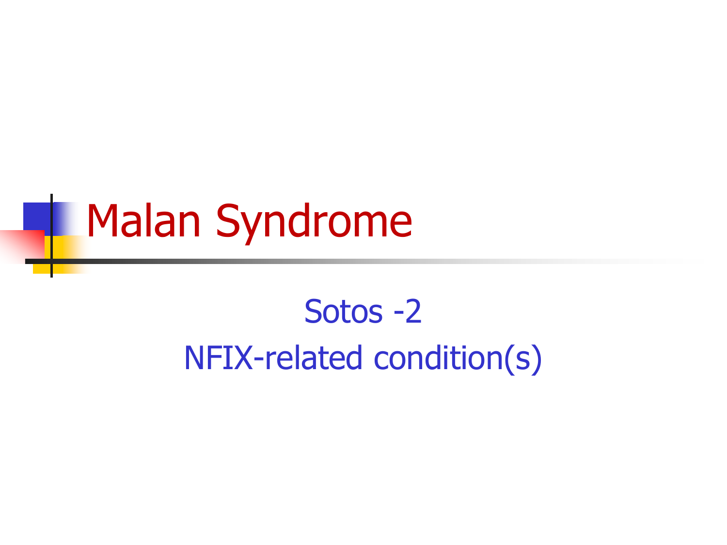# Malan Syndrome

Sotos -2

NFIX-related condition(s)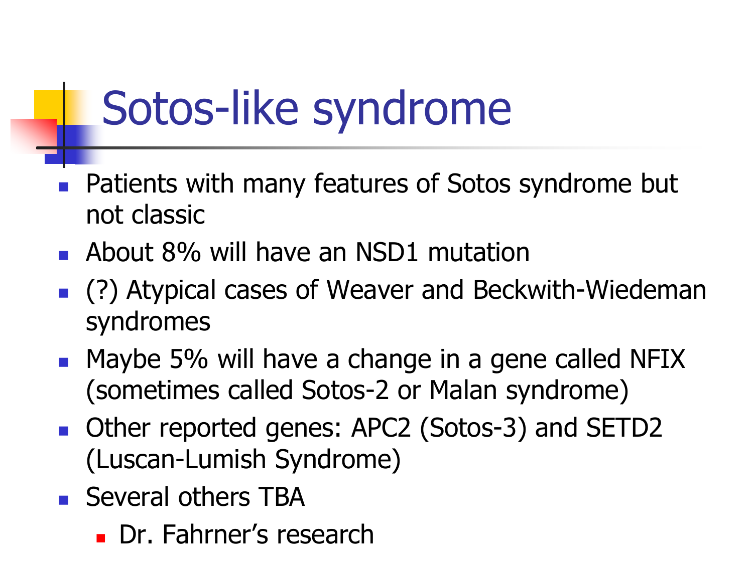# Sotos-like syndrome

- Patients with many features of Sotos syndrome but not classic
- About 8% will have an NSD1 mutation
- (?) Atypical cases of Weaver and Beckwith-Wiedeman syndromes
- Maybe 5% will have a change in a gene called NFIX (sometimes called Sotos-2 or Malan syndrome)
- Other reported genes: APC2 (Sotos-3) and SETD2 (Luscan-Lumish Syndrome)
- Several others TBA
  - Dr. Fahrner's research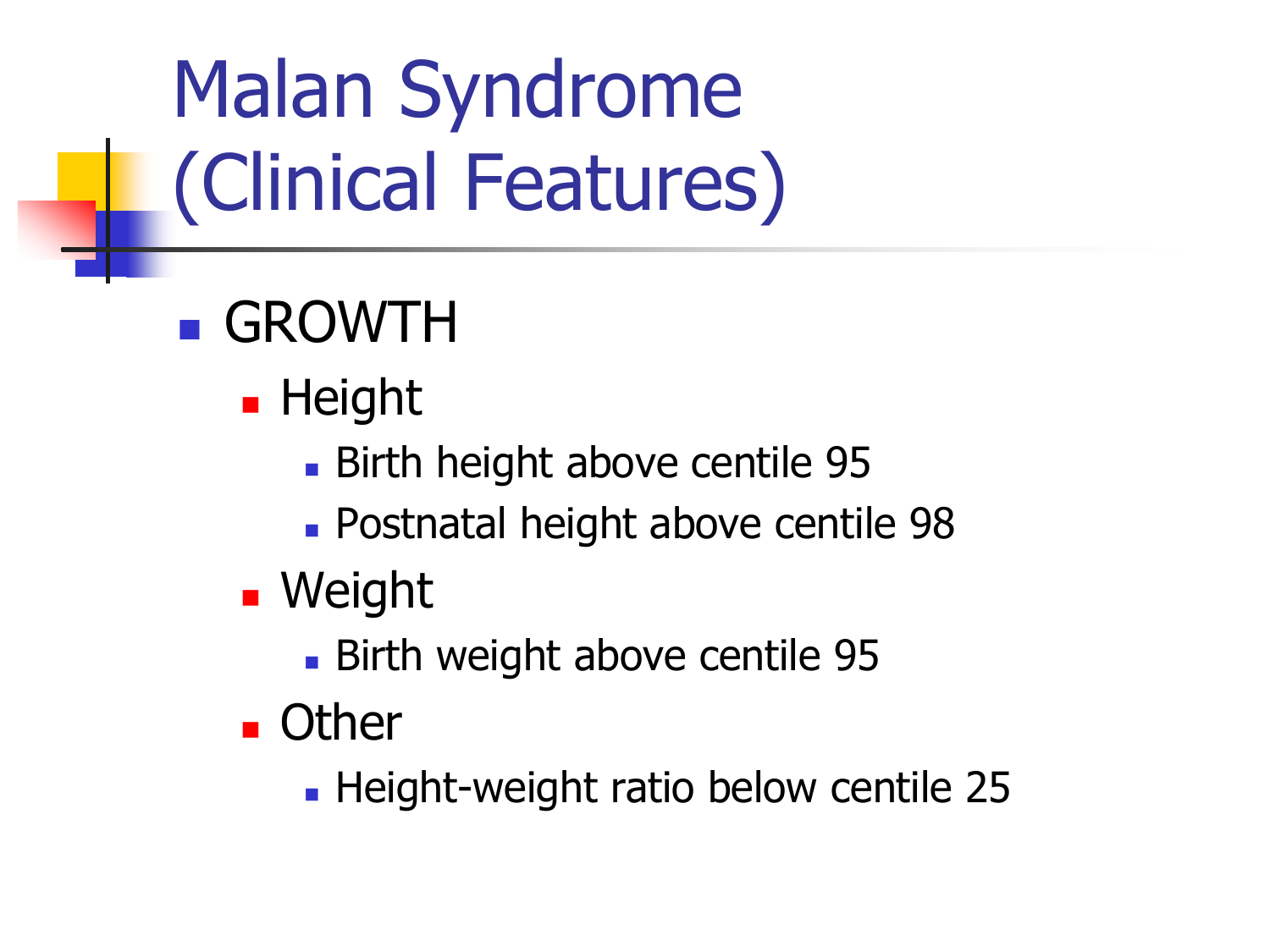# Malan Syndrome (Clinical Features)

- GROWTH
  - Height
    - Birth height above centile 95
    - Postnatal height above centile 98
  - Weight
    - Birth weight above centile 95
  - Other
    - Height-weight ratio below centile 25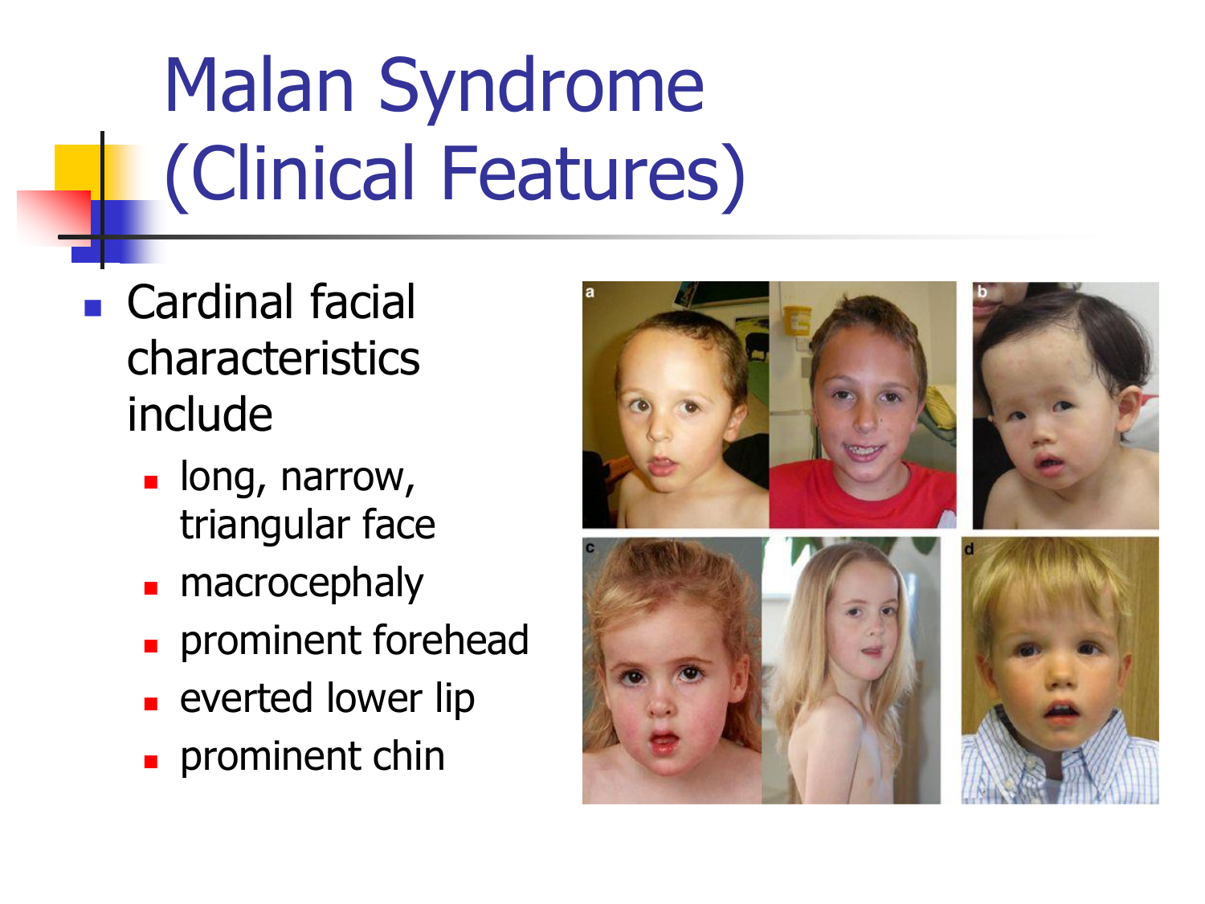# Malan Syndrome (Clinical Features)

- Cardinal facial characteristics include
  - long, narrow, triangular face
  - macrocephaly
  - prominent forehead
  - everted lower lip
  - prominent chin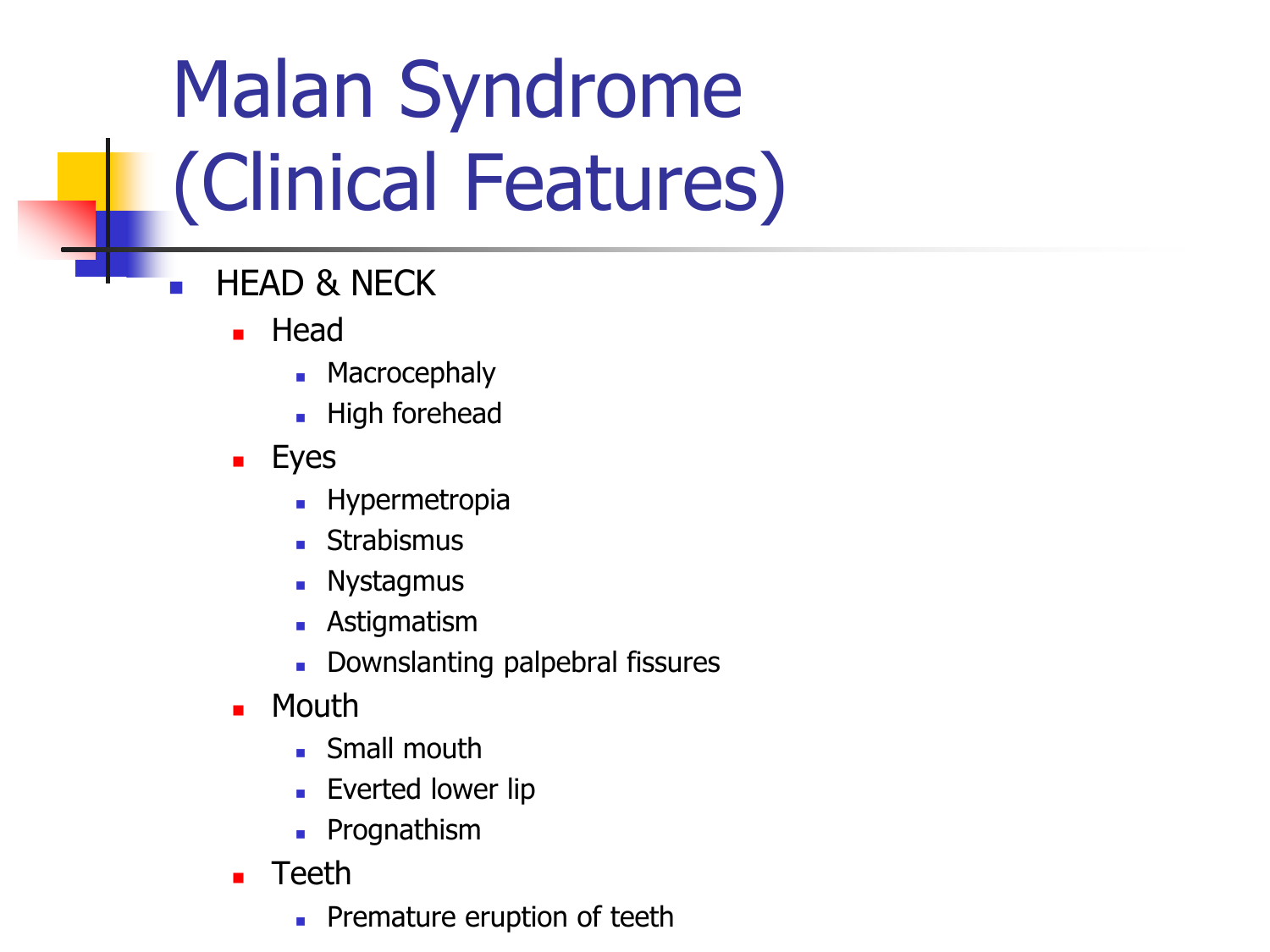# Malan Syndrome (Clinical Features)

- HEAD & NECK
  - Head
    - Macrocephaly
    - High forehead
  - Eyes
    - Hypermetropia
    - Strabismus
    - Nystagmus
    - Astigmatism
    - Downslanting palpebral fissures
  - Mouth
    - Small mouth
    - Everted lower lip
    - Prognathism
  - Teeth
    - Premature eruption of teeth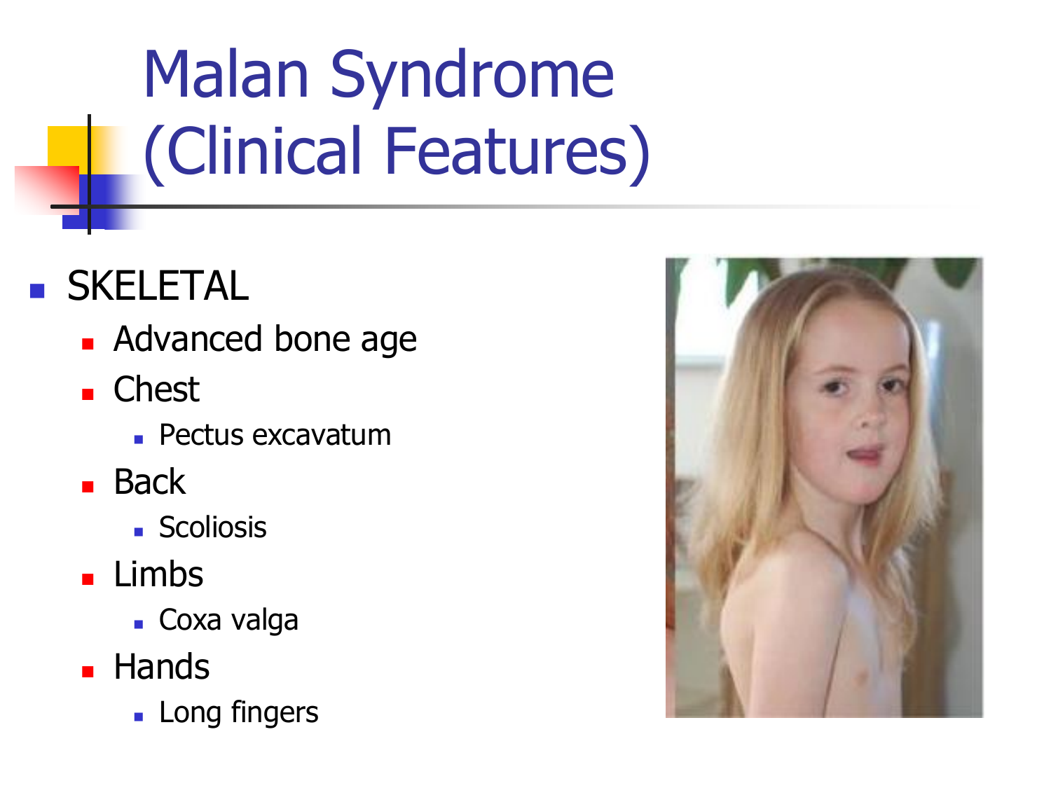# Malan Syndrome (Clinical Features)

- SKELETAL
  - Advanced bone age
  - Chest
    - Pectus excavatum
  - Back
    - Scoliosis
  - Limbs
    - Coxa valga
  - Hands
    - Long fingers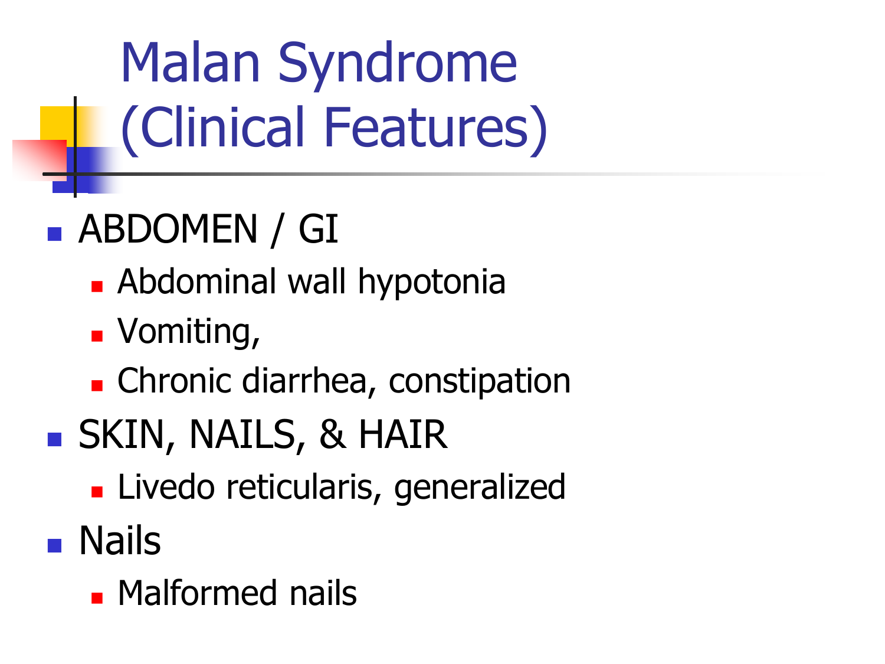# Malan Syndrome (Clinical Features)

- ABDOMEN / GI
  - Abdominal wall hypotonia
  - Vomiting,
  - Chronic diarrhea, constipation
- SKIN, NAILS, & HAIR
  - Livedo reticularis, generalized
- Nails
  - Malformed nails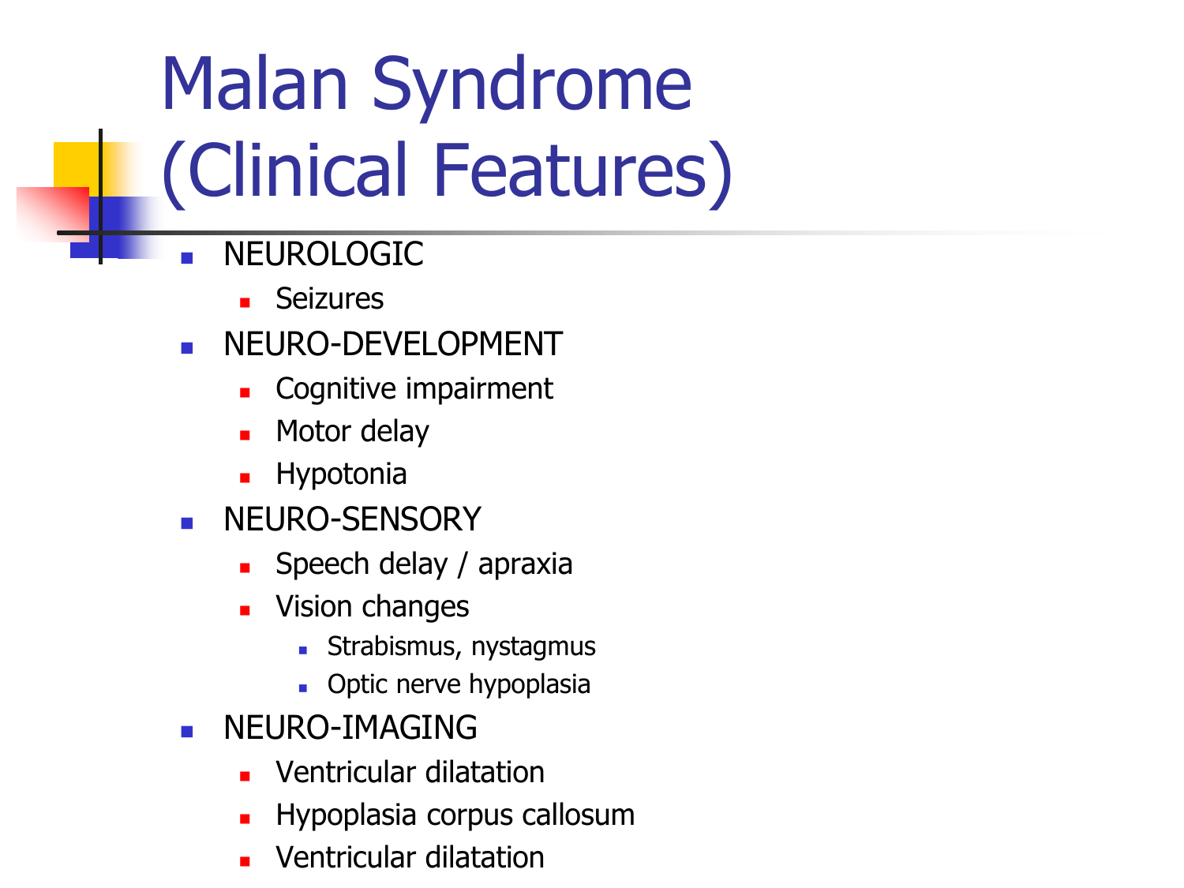# Malan Syndrome (Clinical Features)

- NEUROLOGIC
  - Seizures
- NEURO-DEVELOPMENT
  - Cognitive impairment
  - Motor delay
  - Hypotonia
- NEURO-SENSORY
  - Speech delay / apraxia
  - Vision changes
    - Strabismus, nystagmus
    - Optic nerve hypoplasia
- NEURO-IMAGING
  - Ventricular dilatation
  - Hypoplasia corpus callosum
  - Ventricular dilatation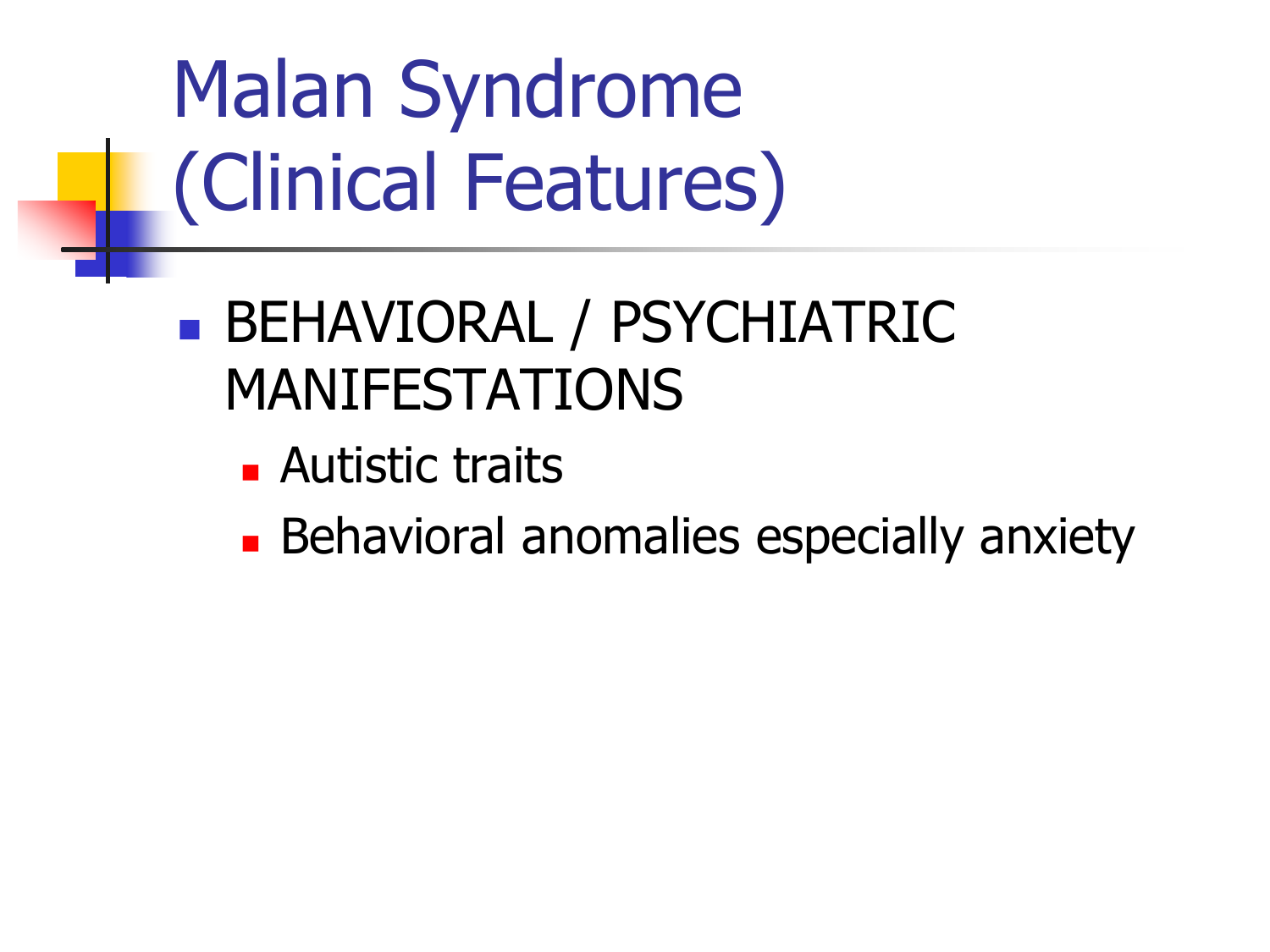# Malan Syndrome (Clinical Features)

- BEHAVIORAL / PSYCHIATRIC MANIFESTATIONS
  - Autistic traits
  - Behavioral anomalies especially anxiety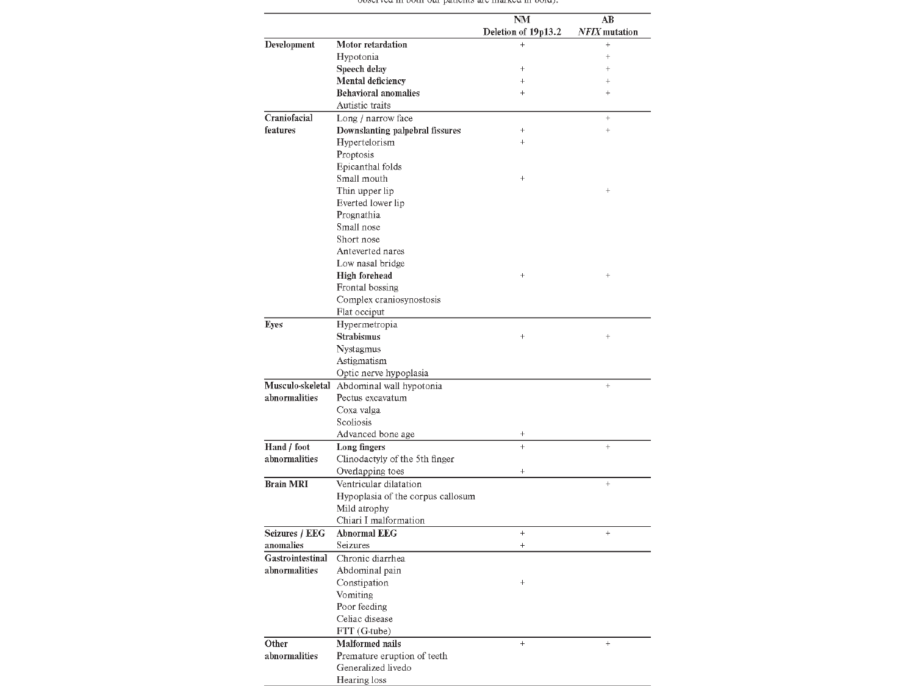observed in both our patients are marked in bold).

| | | NM<br>Deletion of 19p13.2 | AB<br>*NFIX* mutation |
|---|---|---|---|
| **Development** | **Motor retardation** | + | + |
| | Hypotonia | | + |
| | **Speech delay** | + | + |
| | **Mental deficiency** | + | + |
| | **Behavioral anomalies** | + | + |
| | Autistic traits | | |
| **Craniofacial features** | Long / narrow face | | + |
| | **Downslanting palpebral fissures** | + | + |
| | Hypertelorism | + | |
| | Proptosis | | |
| | Epicanthal folds | | |
| | Small mouth | + | |
| | Thin upper lip | | + |
| | Everted lower lip | | |
| | Prognathia | | |
| | Small nose | | |
| | Short nose | | |
| | Anteverted nares | | |
| | Low nasal bridge | | |
| | **High forehead** | + | + |
| | Frontal bossing | | |
| | Complex craniosynostosis | | |
| | Flat occiput | | |
| **Eyes** | Hypermetropia | | |
| | **Strabismus** | + | + |
| | Nystagmus | | |
| | Astigmatism | | |
| | Optic nerve hypoplasia | | |
| **Musculo-skeletal abnormalities** | Abdominal wall hypotonia | | + |
| | Pectus excavatum | | |
| | Coxa valga | | |
| | Scoliosis | | |
| | Advanced bone age | + | |
| **Hand / foot abnormalities** | **Long fingers** | + | + |
| | Clinodactyly of the 5th finger | | |
| | Overlapping toes | + | |
| **Brain MRI** | Ventricular dilatation | | + |
| | Hypoplasia of the corpus callosum | | |
| | Mild atrophy | | |
| | Chiari I malformation | | |
| **Seizures / EEG anomalies** | **Abnormal EEG** | + | + |
| | Seizures | + | |
| **Gastrointestinal abnormalities** | Chronic diarrhea | | |
| | Abdominal pain | | |
| | Constipation | + | |
| | Vomiting | | |
| | Poor feeding | | |
| | Celiac disease | | |
| | FTT (G-tube) | | |
| **Other abnormalities** | **Malformed nails** | + | + |
| | Premature eruption of teeth | | |
| | Generalized livedo | | |
| | Hearing loss | | |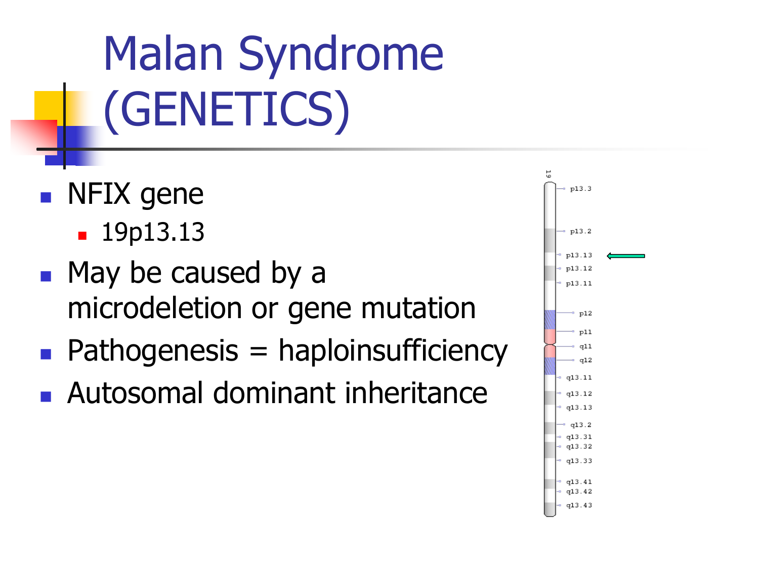# Malan Syndrome (GENETICS)

- NFIX gene
  - 19p13.13
- May be caused by a microdeletion or gene mutation
- Pathogenesis = haploinsufficiency
- Autosomal dominant inheritance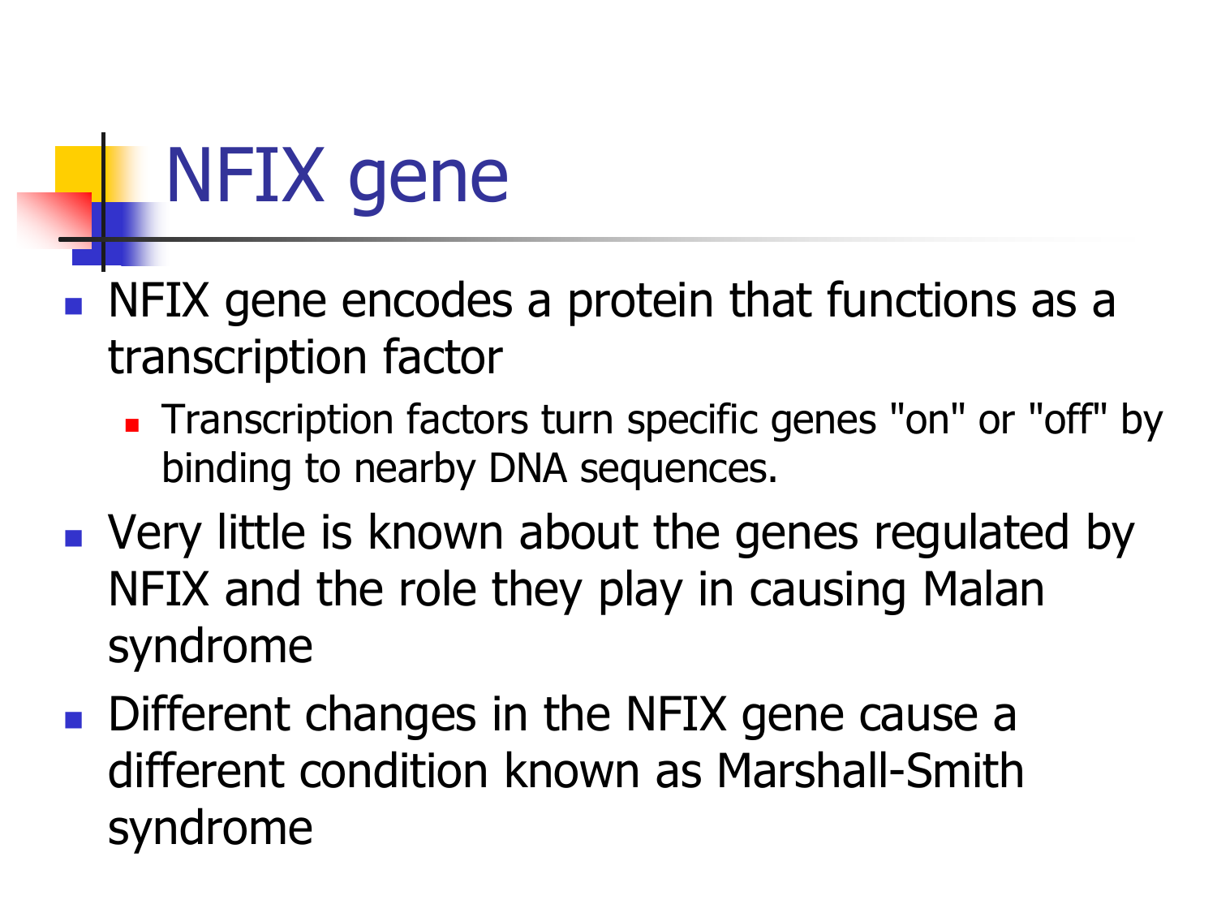# NFIX gene

- NFIX gene encodes a protein that functions as a transcription factor
  - Transcription factors turn specific genes "on" or "off" by binding to nearby DNA sequences.
- Very little is known about the genes regulated by NFIX and the role they play in causing Malan syndrome
- Different changes in the NFIX gene cause a different condition known as Marshall-Smith syndrome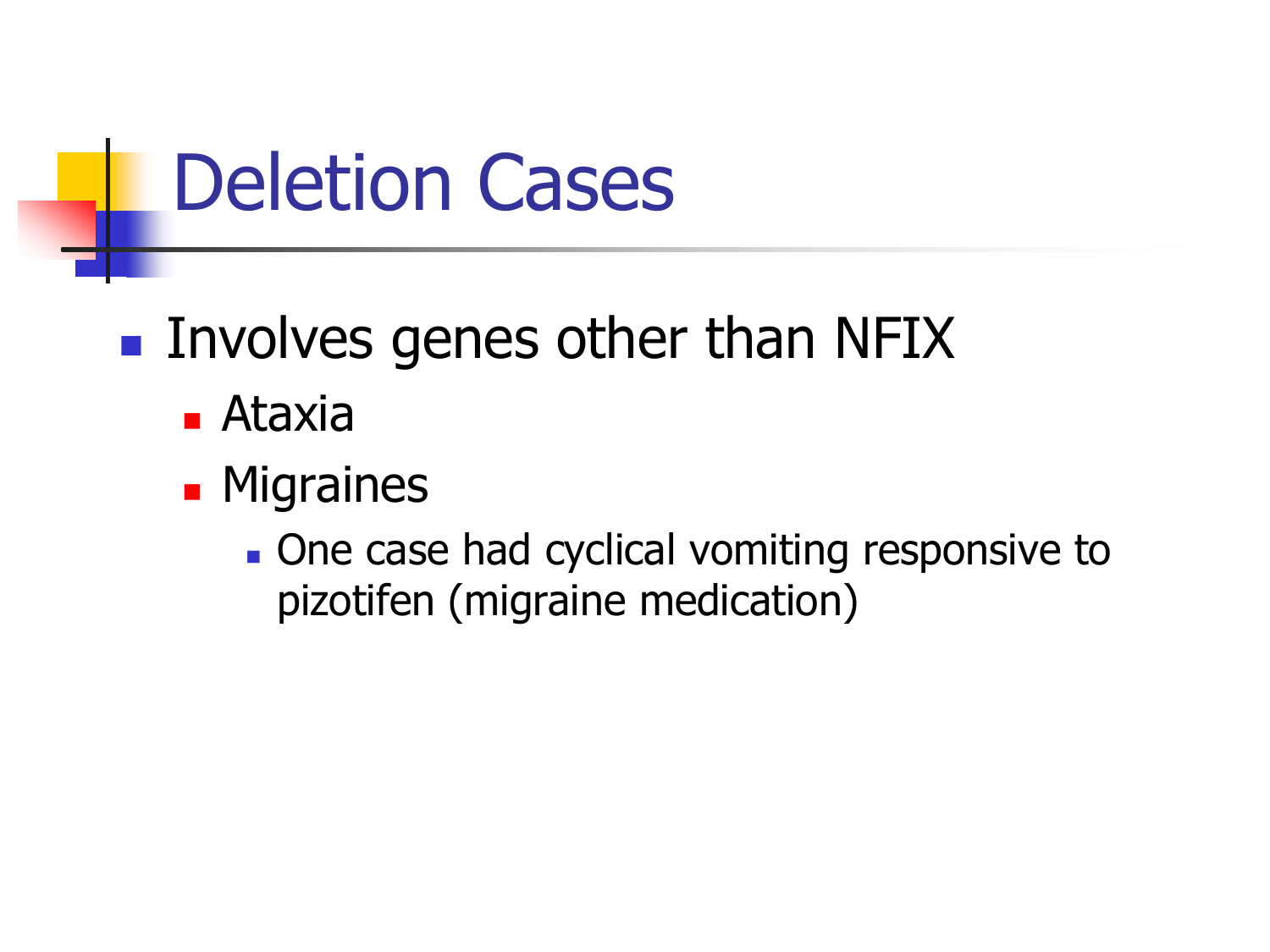# Deletion Cases

- Involves genes other than NFIX
  - Ataxia
  - Migraines
    - One case had cyclical vomiting responsive to pizotifen (migraine medication)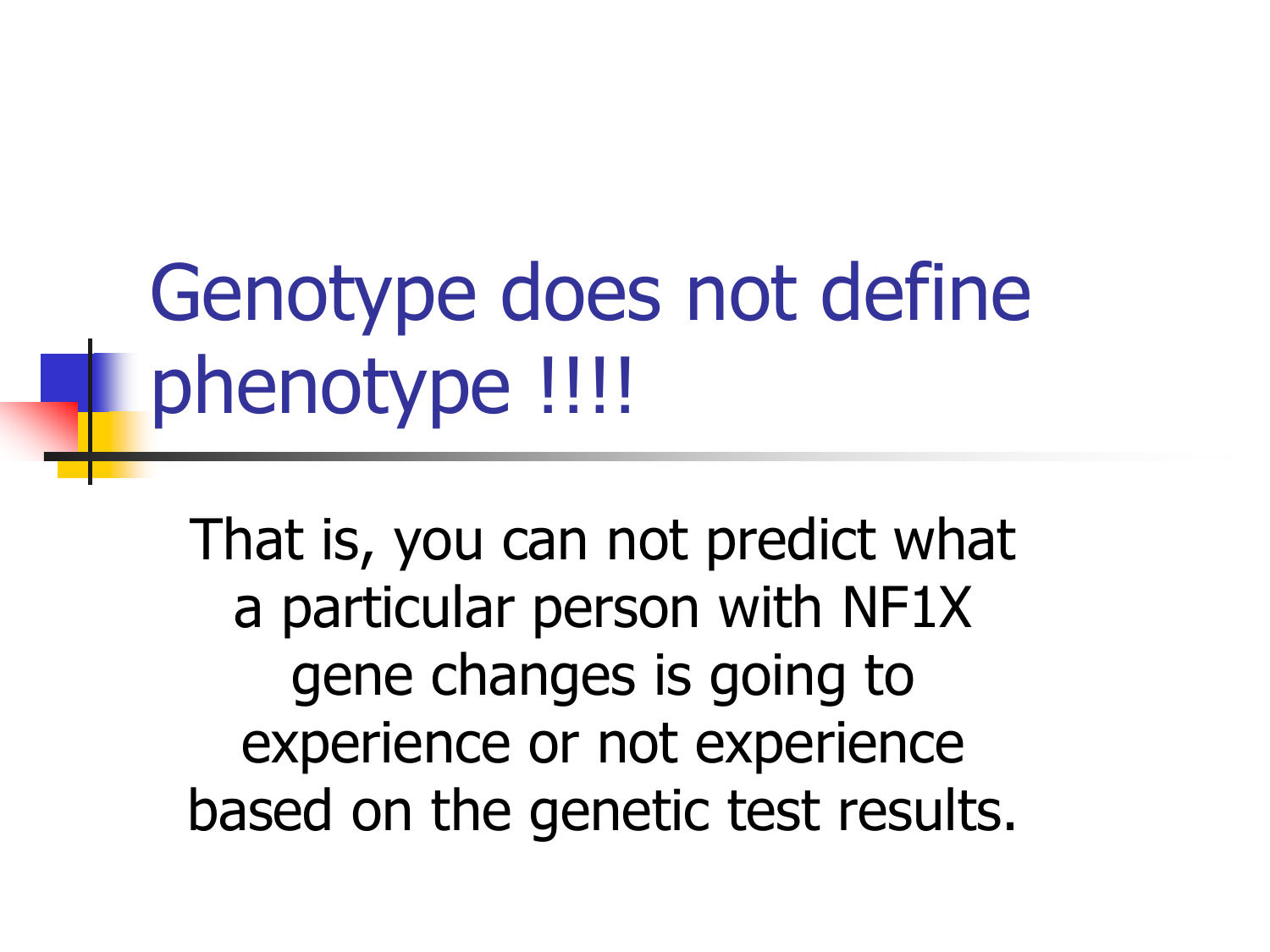# Genotype does not define phenotype !!!!

That is, you can not predict what a particular person with NF1X gene changes is going to experience or not experience based on the genetic test results.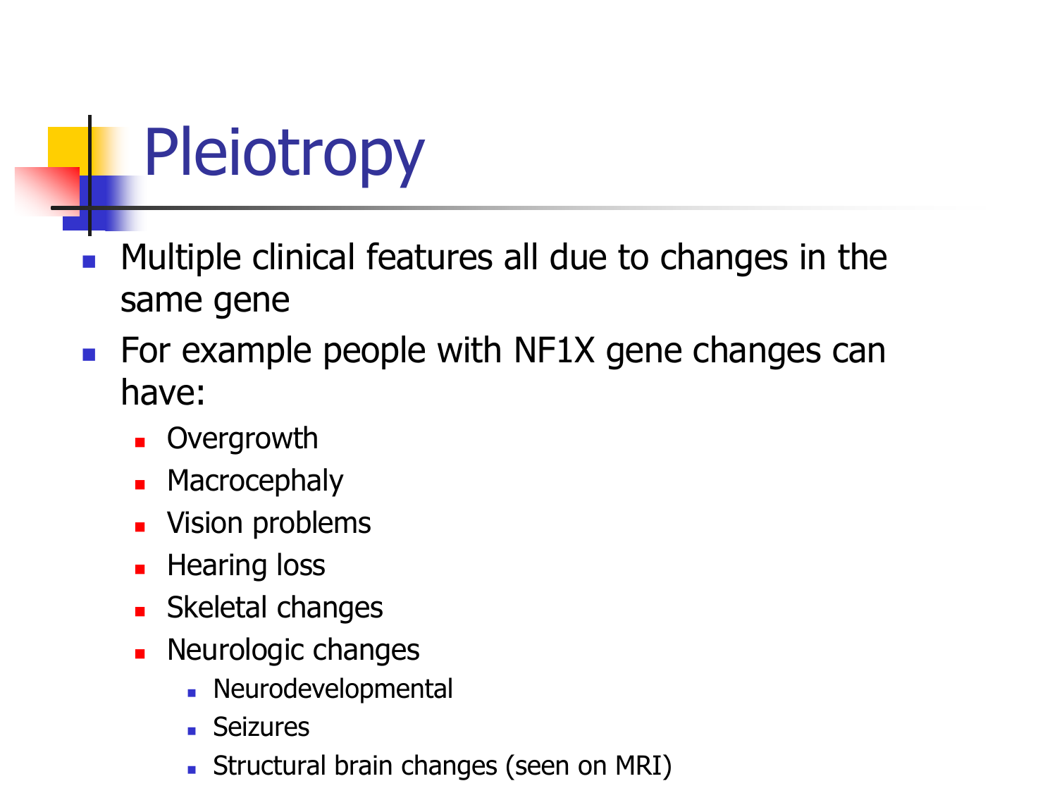# Pleiotropy

- Multiple clinical features all due to changes in the same gene
- For example people with NF1X gene changes can have:
  - Overgrowth
  - Macrocephaly
  - Vision problems
  - Hearing loss
  - Skeletal changes
  - Neurologic changes
    - Neurodevelopmental
    - Seizures
    - Structural brain changes (seen on MRI)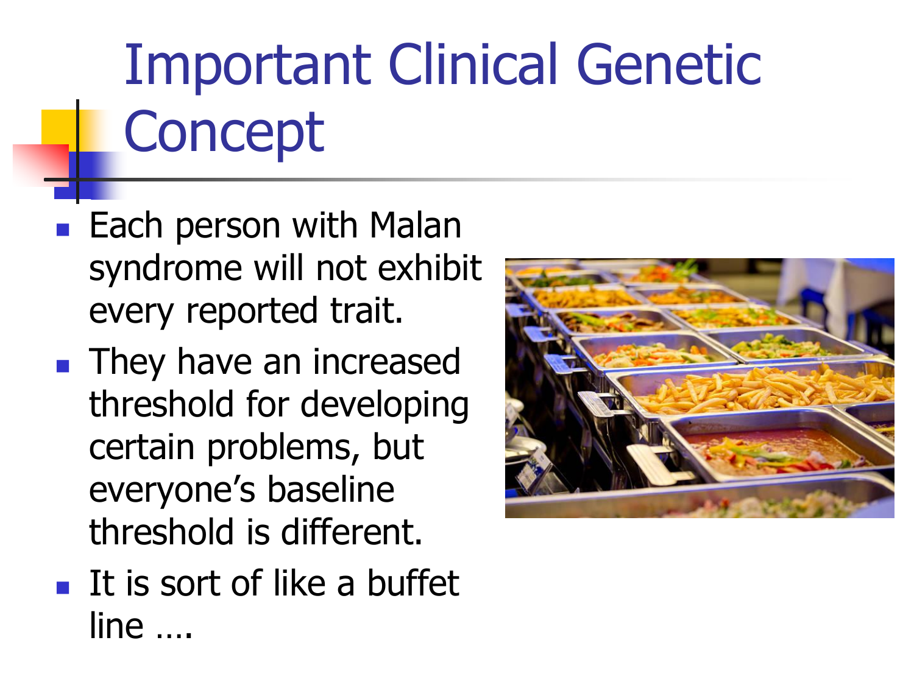# Important Clinical Genetic Concept

- Each person with Malan syndrome will not exhibit every reported trait.
- They have an increased threshold for developing certain problems, but everyone's baseline threshold is different.
- It is sort of like a buffet line ….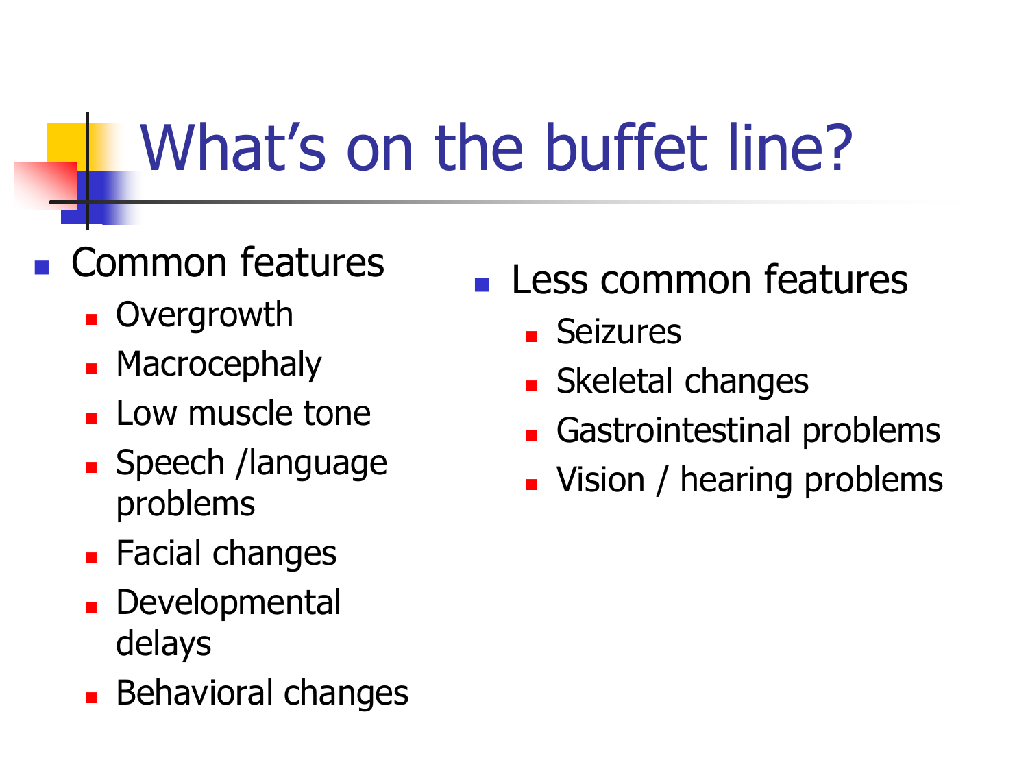# What's on the buffet line?

- Common features
  - Overgrowth
  - Macrocephaly
  - Low muscle tone
  - Speech /language problems
  - Facial changes
  - Developmental delays
  - Behavioral changes

- Less common features
  - Seizures
  - Skeletal changes
  - Gastrointestinal problems
  - Vision / hearing problems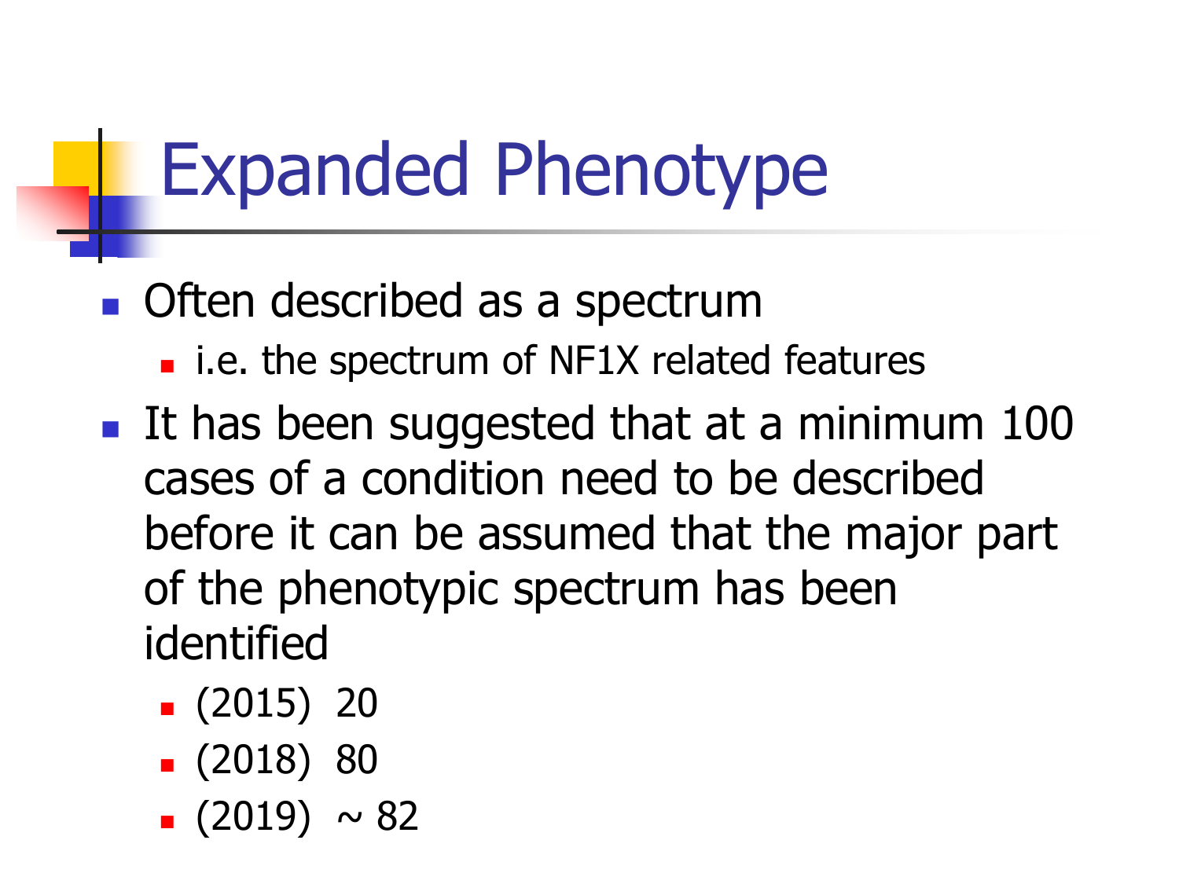# Expanded Phenotype

- Often described as a spectrum
  - i.e. the spectrum of NF1X related features
- It has been suggested that at a minimum 100 cases of a condition need to be described before it can be assumed that the major part of the phenotypic spectrum has been identified
  - (2015)  20
  - (2018)  80
  - (2019)  ~ 82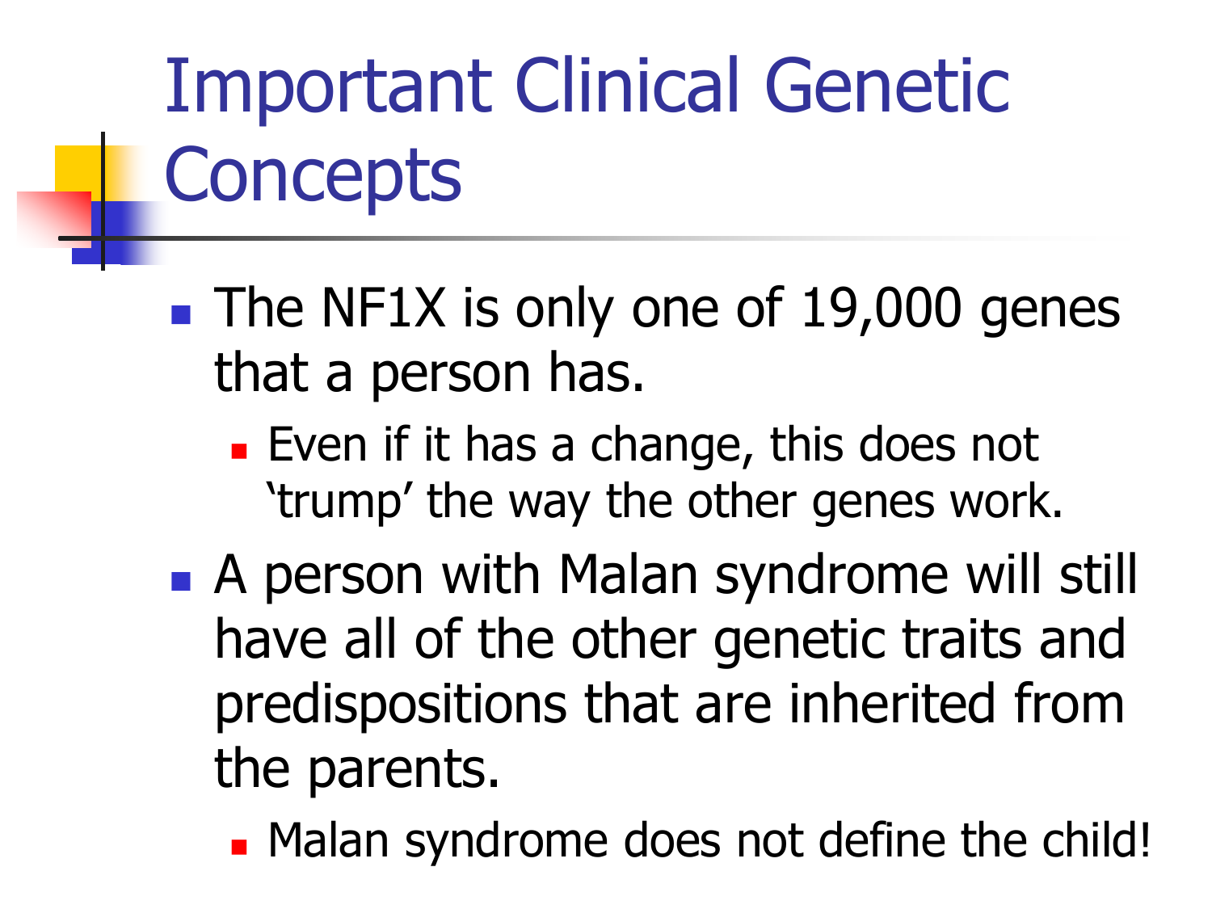# Important Clinical Genetic Concepts

- The NF1X is only one of 19,000 genes that a person has.
  - Even if it has a change, this does not 'trump' the way the other genes work.
- A person with Malan syndrome will still have all of the other genetic traits and predispositions that are inherited from the parents.
  - Malan syndrome does not define the child!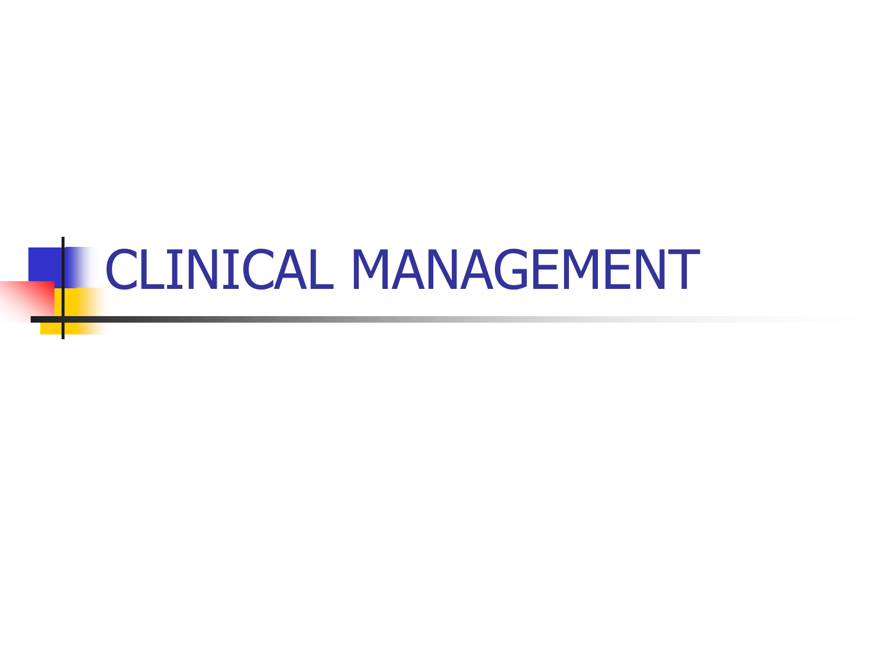# CLINICAL MANAGEMENT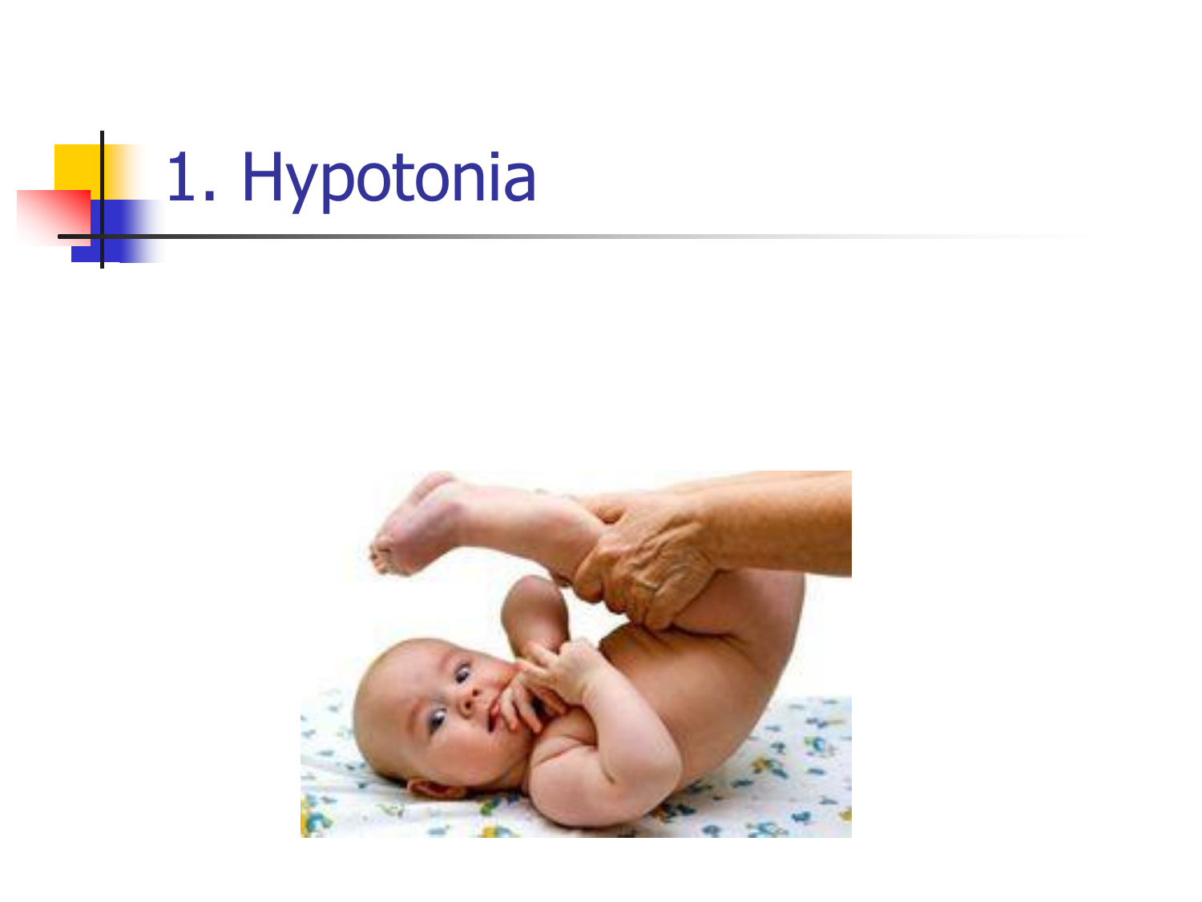# 1. Hypotonia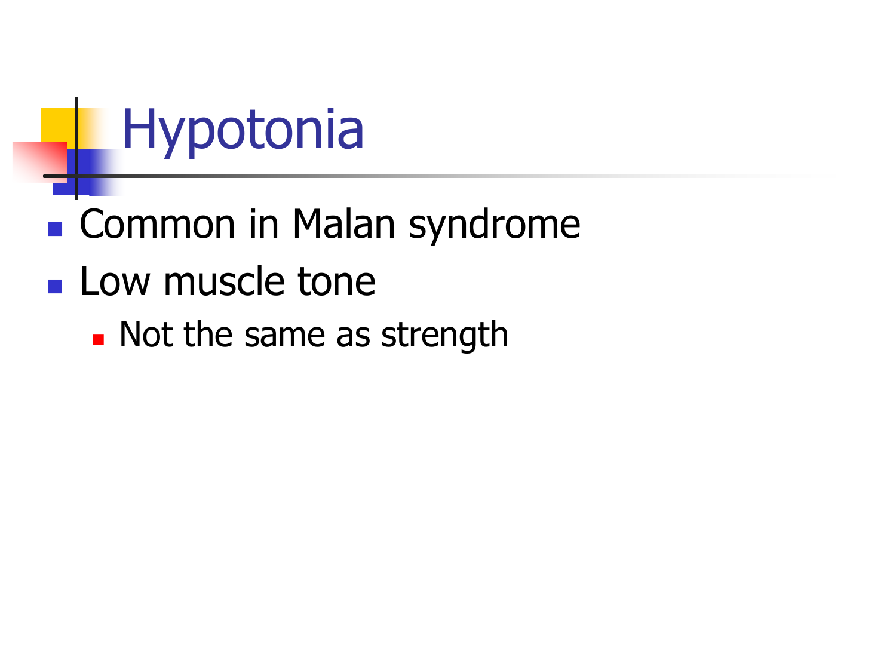# Hypotonia

- Common in Malan syndrome
- Low muscle tone
  - Not the same as strength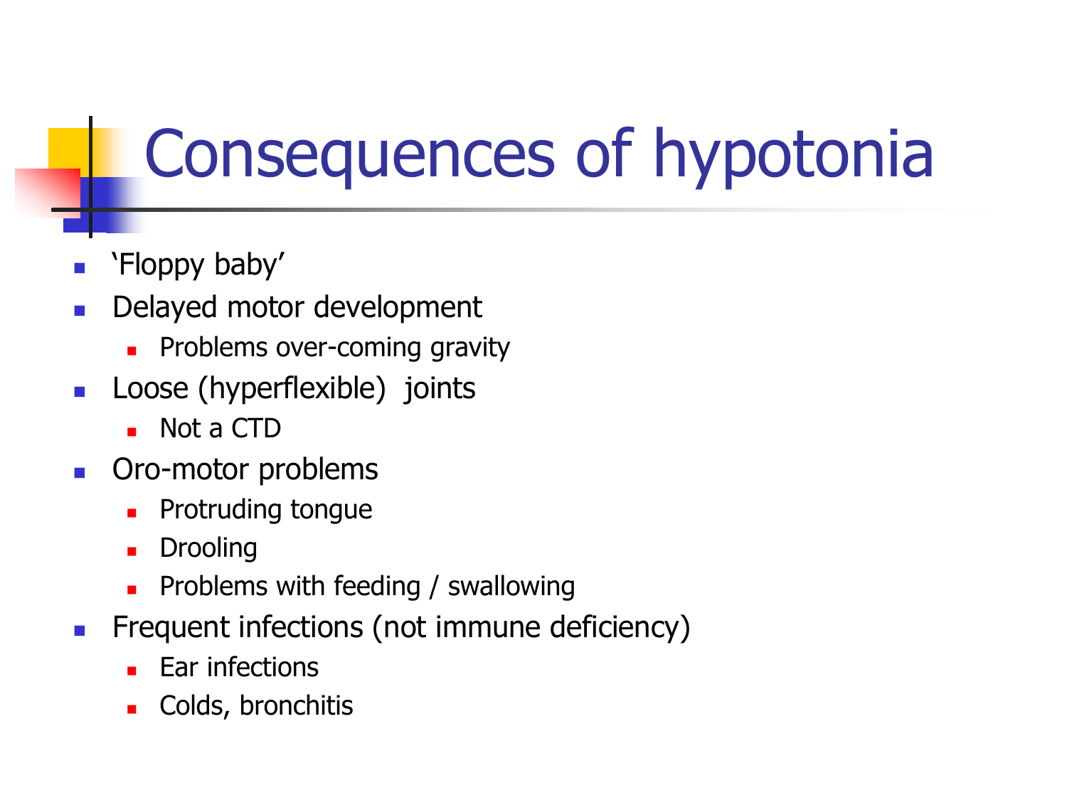# Consequences of hypotonia

- 'Floppy baby'
- Delayed motor development
  - Problems over-coming gravity
- Loose (hyperflexible) joints
  - Not a CTD
- Oro-motor problems
  - Protruding tongue
  - Drooling
  - Problems with feeding / swallowing
- Frequent infections (not immune deficiency)
  - Ear infections
  - Colds, bronchitis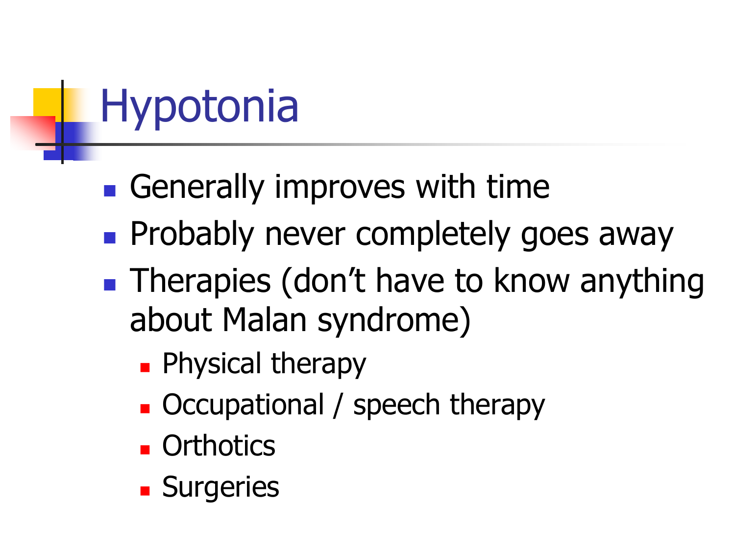# Hypotonia

- Generally improves with time
- Probably never completely goes away
- Therapies (don't have to know anything about Malan syndrome)
  - Physical therapy
  - Occupational / speech therapy
  - Orthotics
  - Surgeries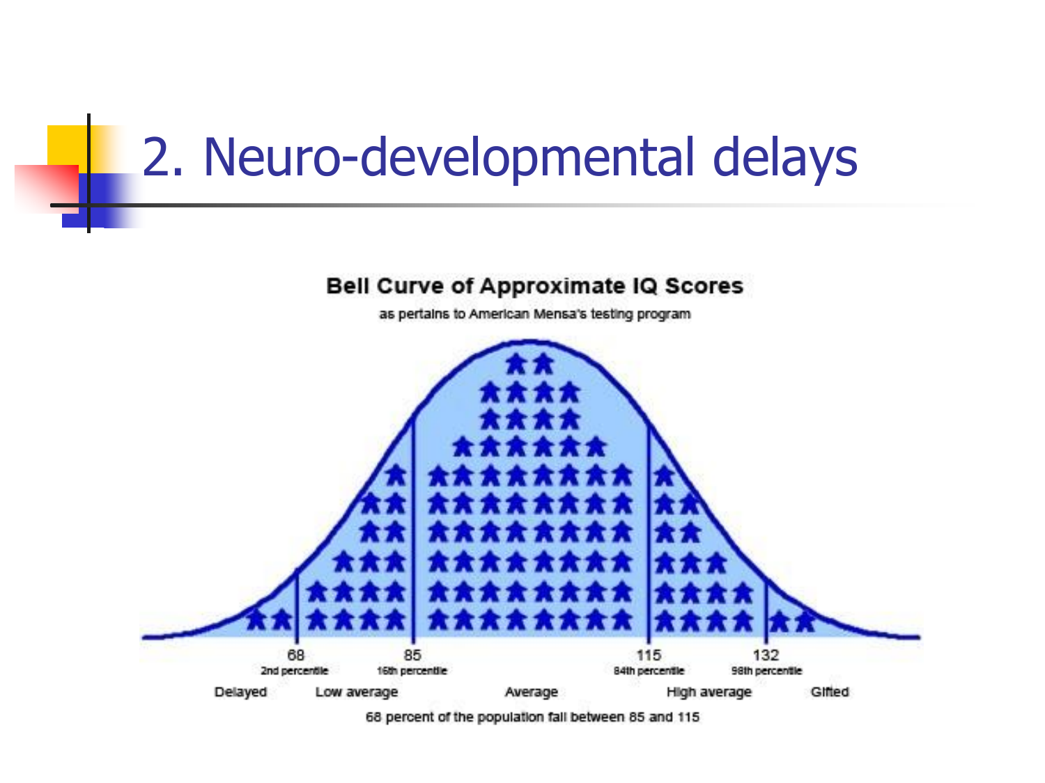# 2. Neuro-developmental delays

**Bell Curve of Approximate IQ Scores**

as pertains to American Mensa's testing program

68 — 2nd percentile
85 — 16th percentile
115 — 84th percentile
132 — 98th percentile

Delayed | Low average | Average | High average | Gifted

68 percent of the population fall between 85 and 115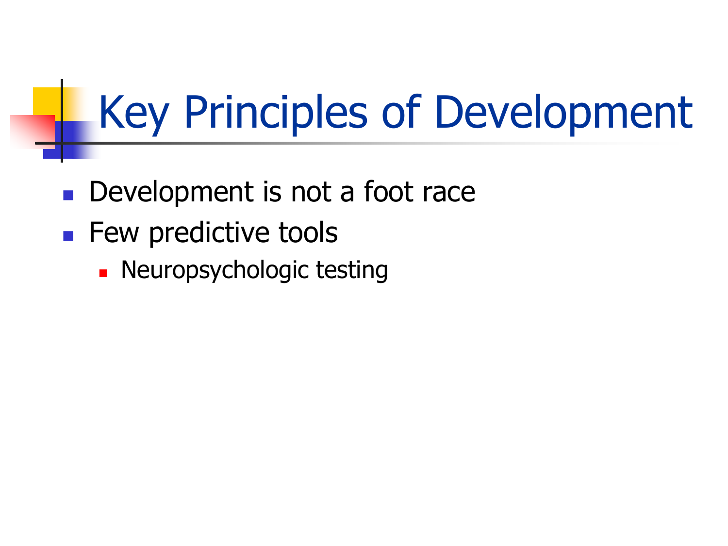# Key Principles of Development

- Development is not a foot race
- Few predictive tools
  - Neuropsychologic testing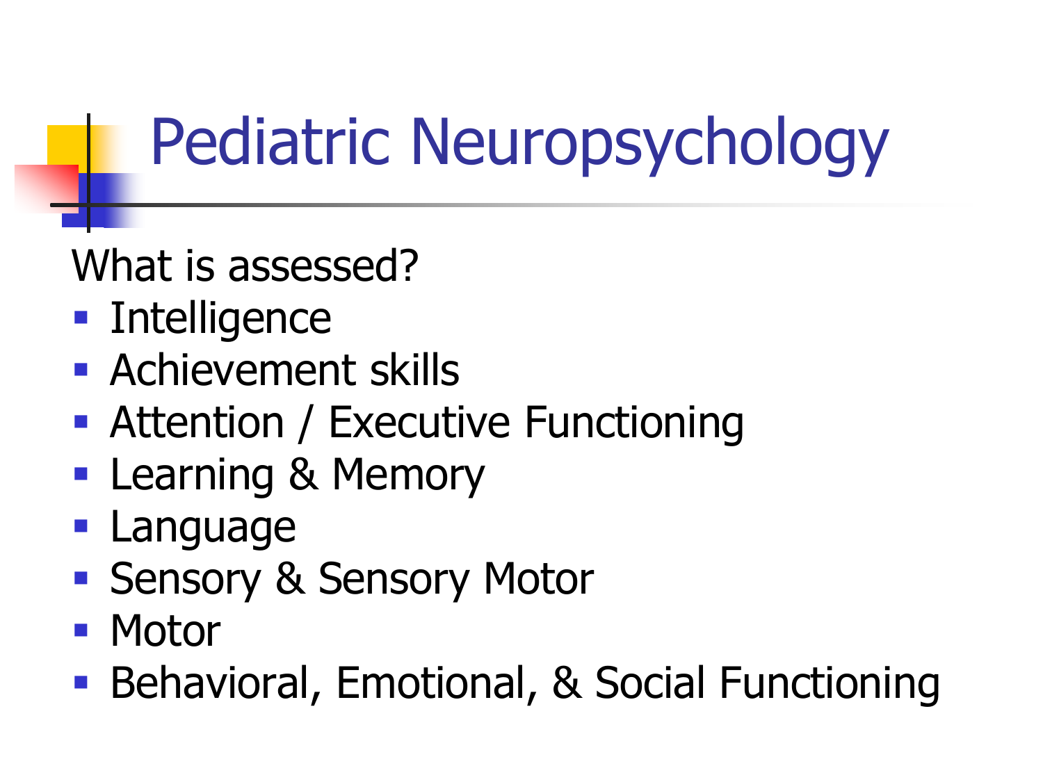# Pediatric Neuropsychology

What is assessed?

- Intelligence
- Achievement skills
- Attention / Executive Functioning
- Learning & Memory
- Language
- Sensory & Sensory Motor
- Motor
- Behavioral, Emotional, & Social Functioning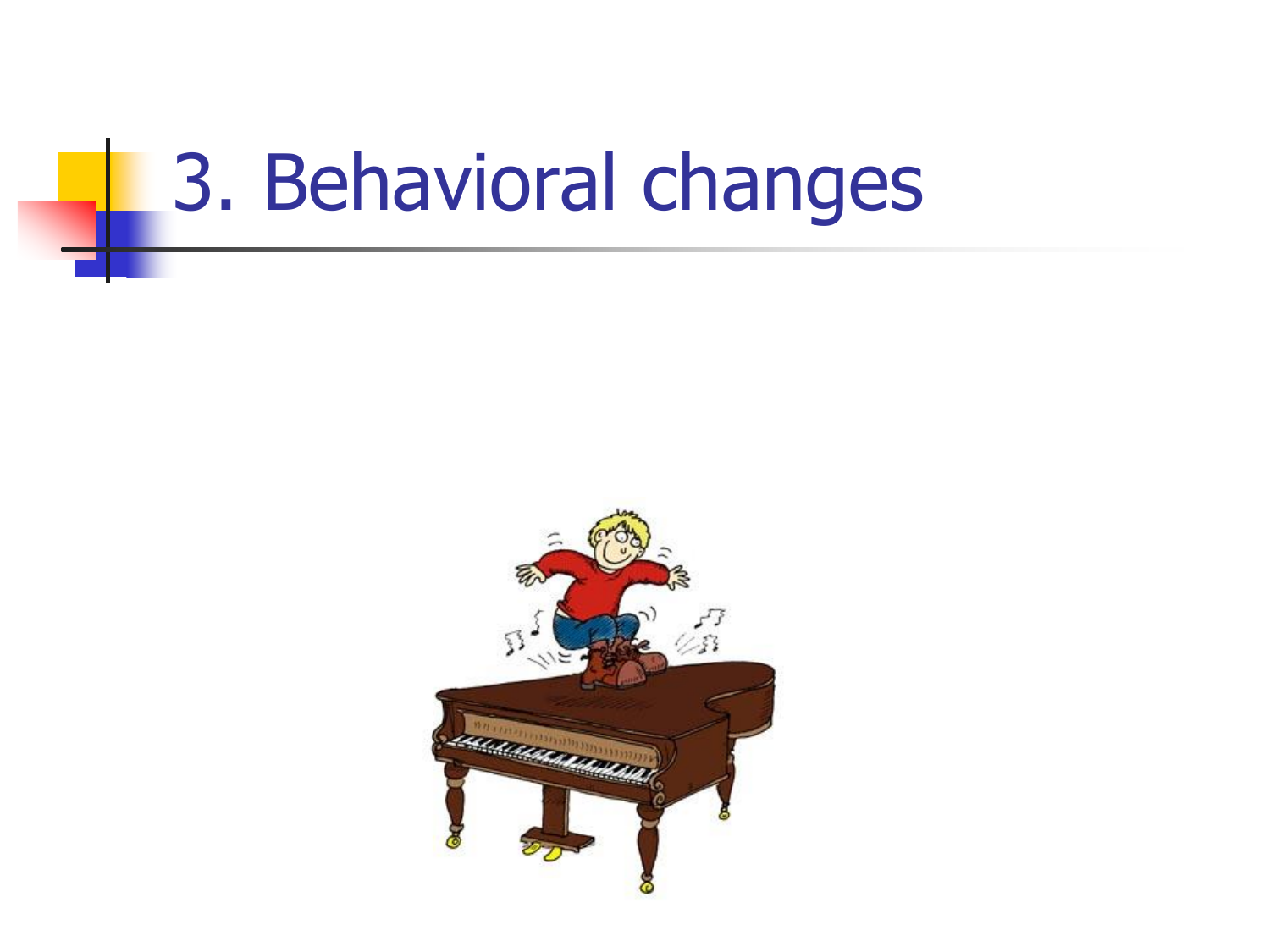# 3. Behavioral changes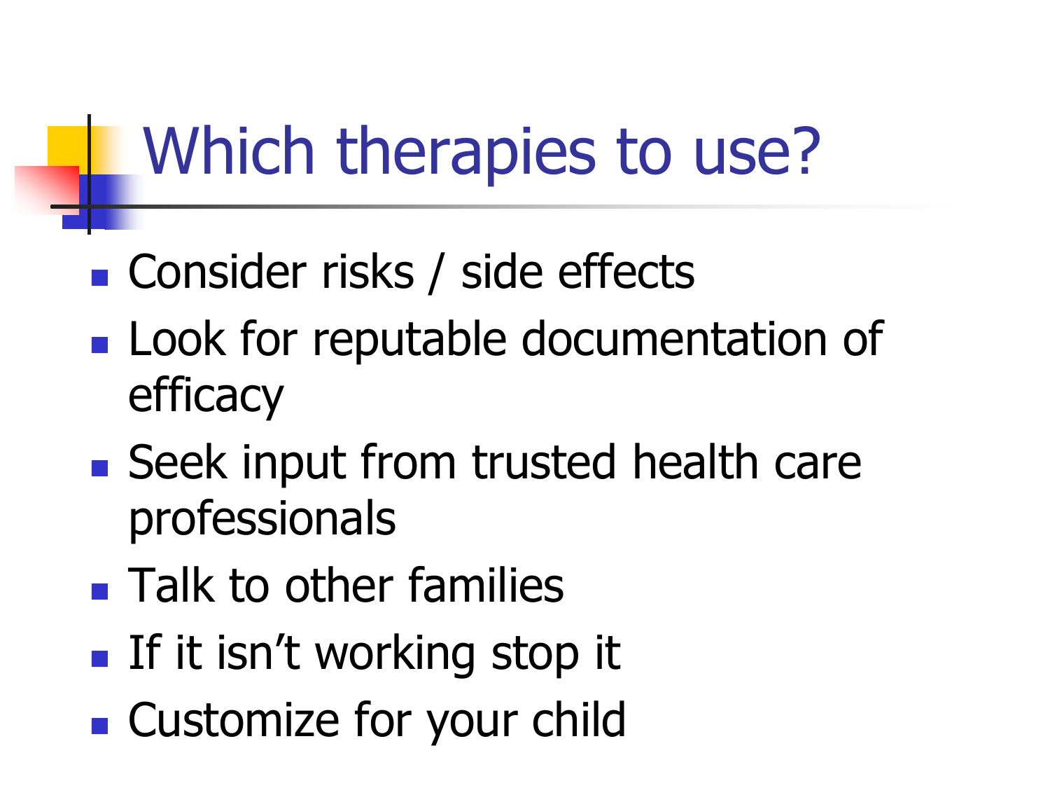# Which therapies to use?

- Consider risks / side effects
- Look for reputable documentation of efficacy
- Seek input from trusted health care professionals
- Talk to other families
- If it isn't working stop it
- Customize for your child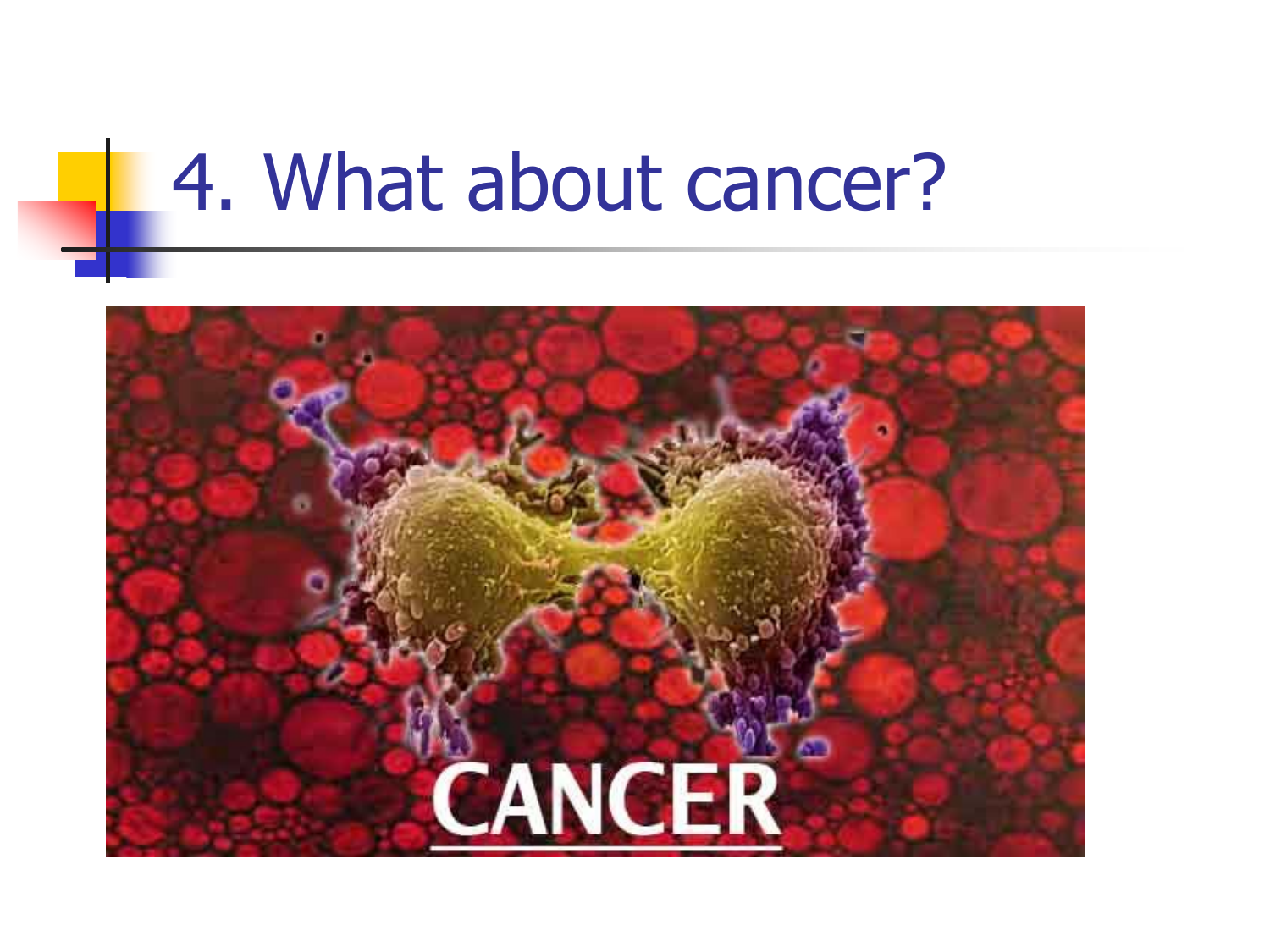# 4. What about cancer?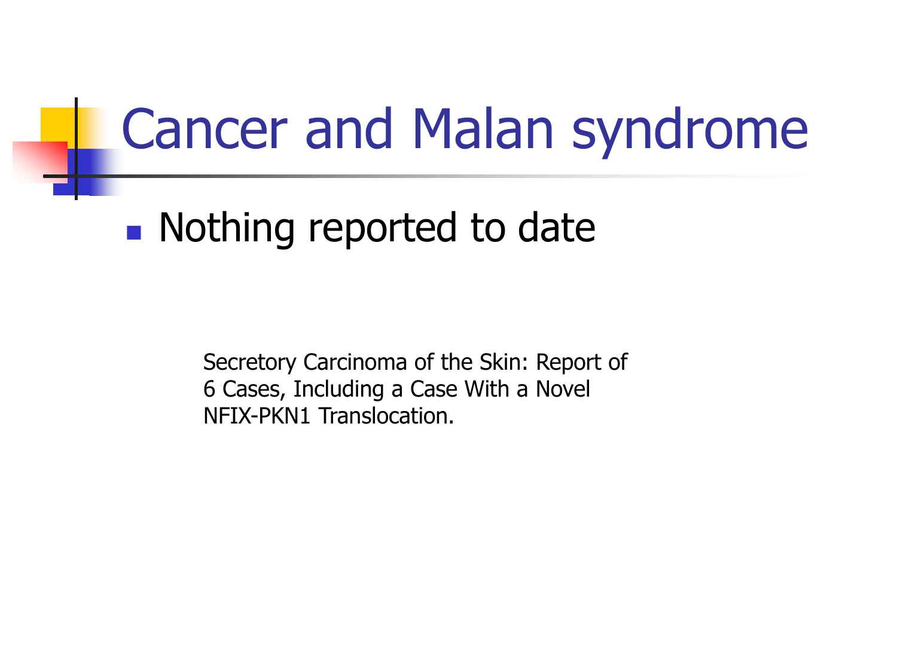# Cancer and Malan syndrome

- Nothing reported to date

Secretory Carcinoma of the Skin: Report of 6 Cases, Including a Case With a Novel NFIX-PKN1 Translocation.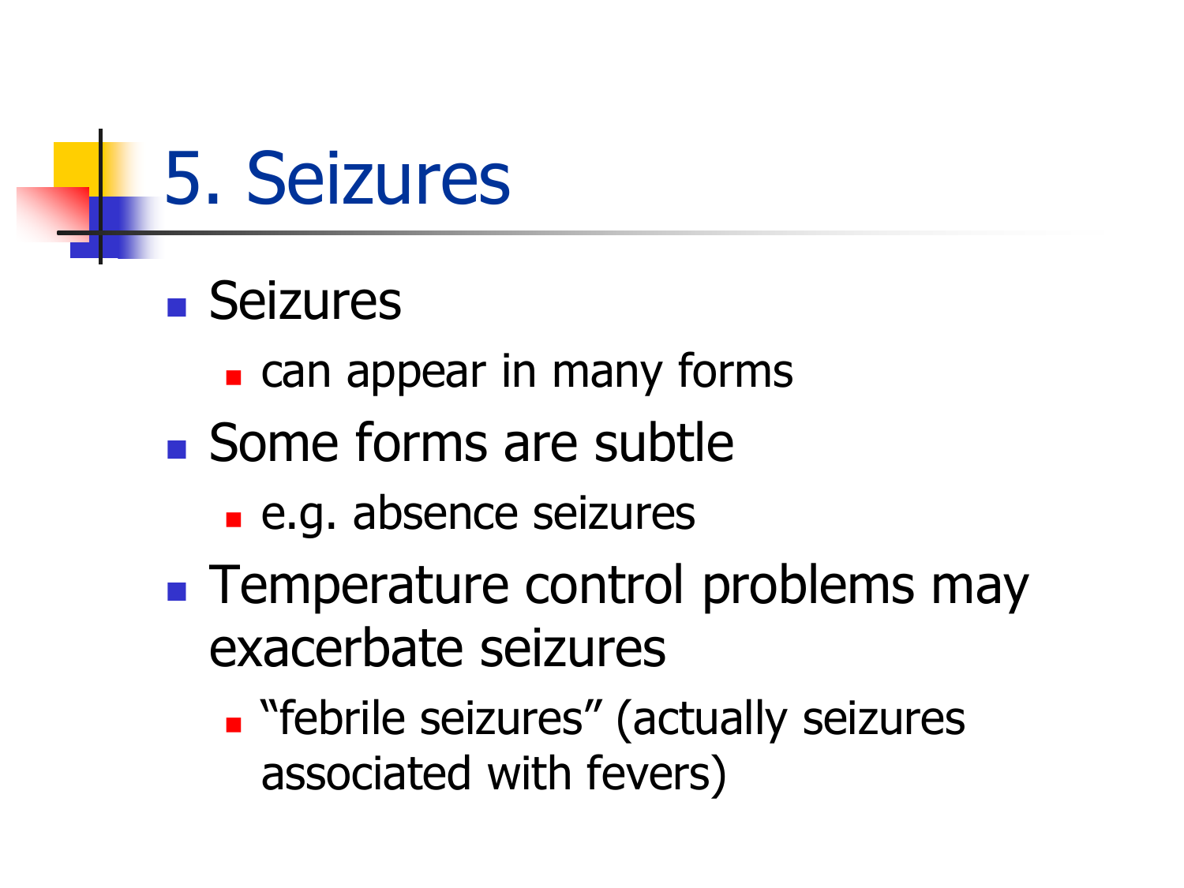# 5. Seizures

- Seizures
  - can appear in many forms
- Some forms are subtle
  - e.g. absence seizures
- Temperature control problems may exacerbate seizures
  - "febrile seizures" (actually seizures associated with fevers)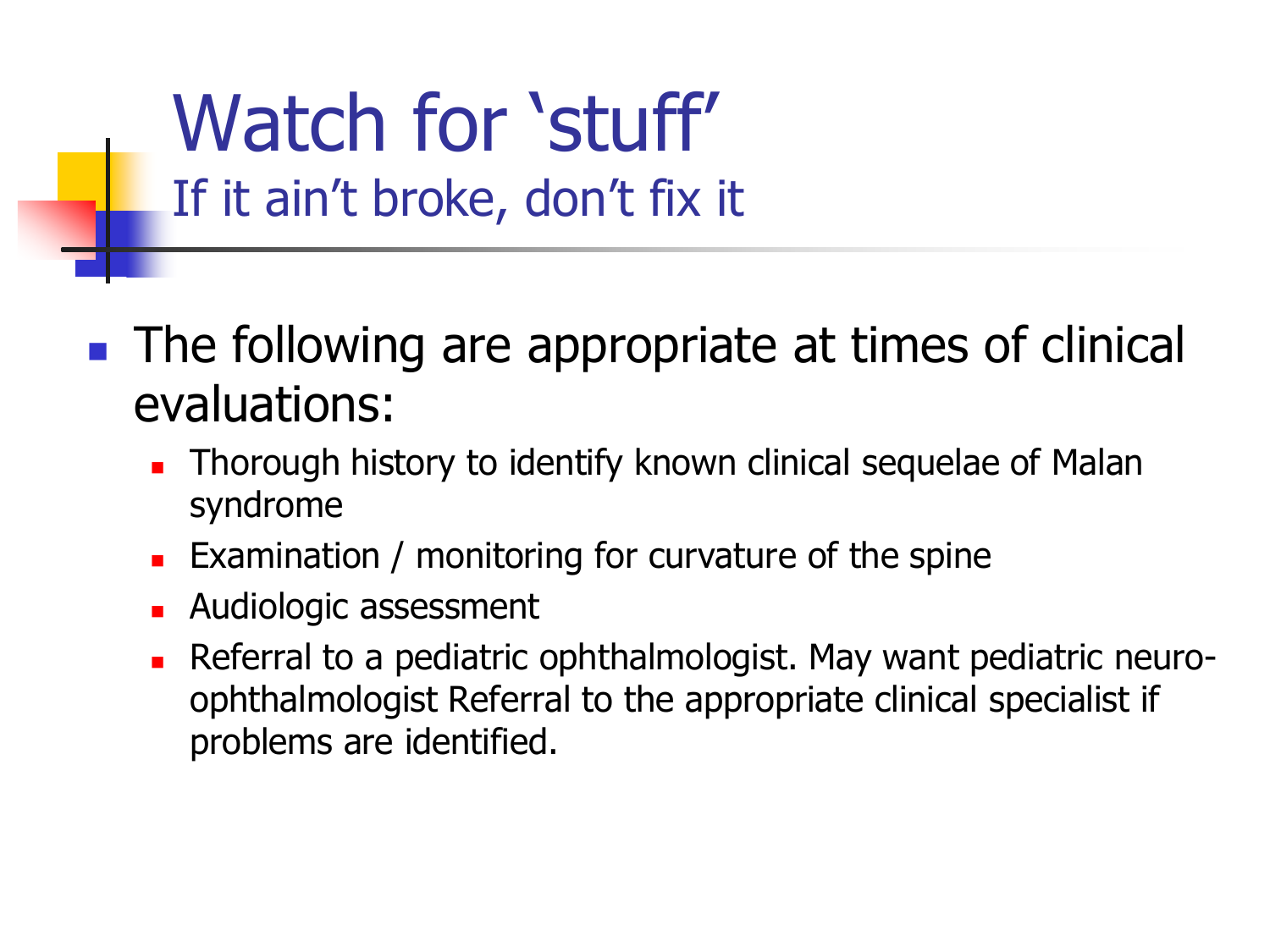# Watch for 'stuff'

## If it ain't broke, don't fix it

- The following are appropriate at times of clinical evaluations:
  - Thorough history to identify known clinical sequelae of Malan syndrome
  - Examination / monitoring for curvature of the spine
  - Audiologic assessment
  - Referral to a pediatric ophthalmologist. May want pediatric neuro-ophthalmologist Referral to the appropriate clinical specialist if problems are identified.